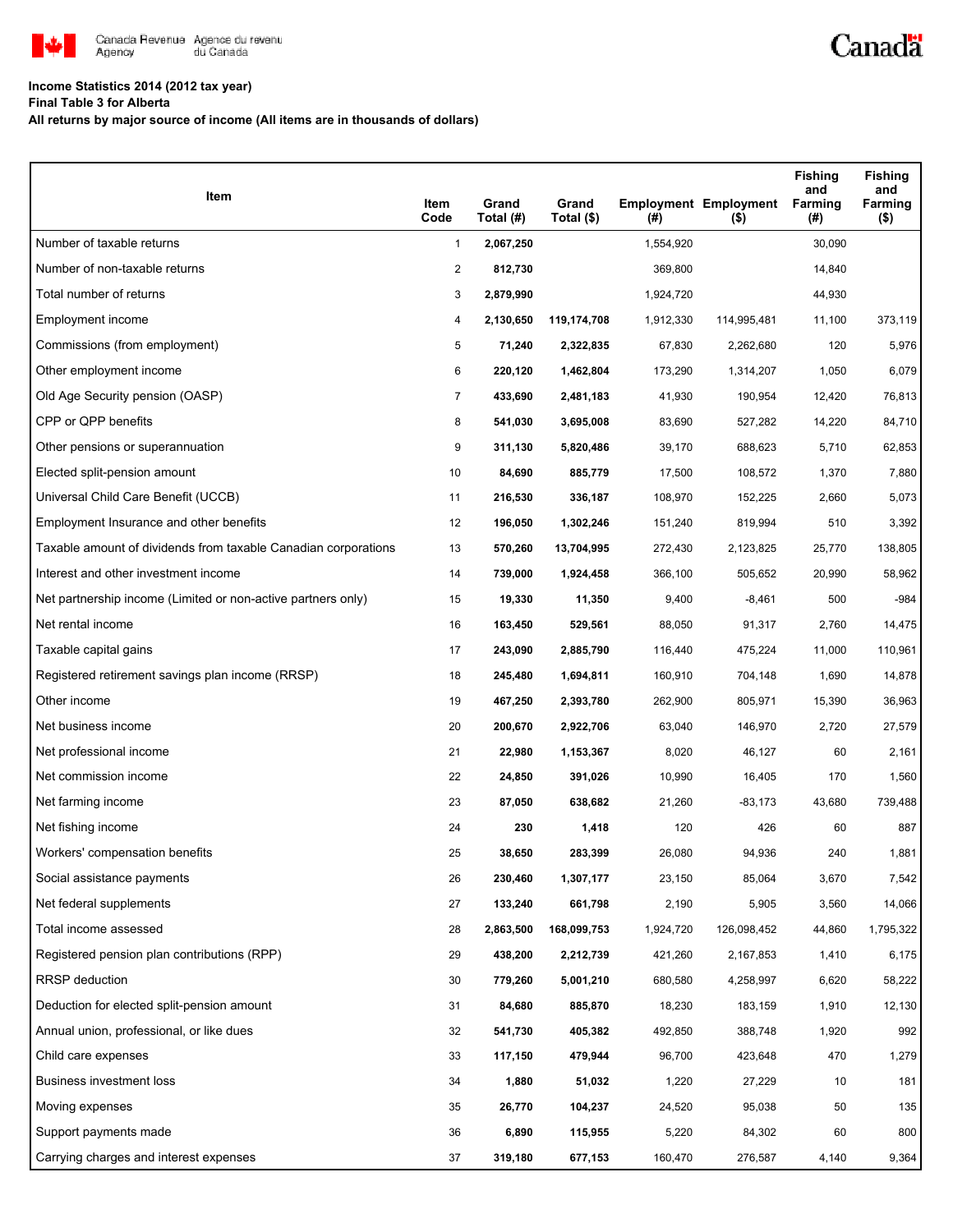Canada Revenue Agency / Agence du revenu du Canada

Canada

**Income Statistics 2014 (2012 tax year)**

**Final Table 3 for Alberta**

**All returns by major source of income (All items are in thousands of dollars)**

| Item | Item Code | Grand Total (#) | Grand Total ($) | Employment (#) | Employment ($) | Fishing and Farming (#) | Fishing and Farming ($) |
|---|---|---|---|---|---|---|---|
| Number of taxable returns | 1 | **2,067,250** | | 1,554,920 | | 30,090 | |
| Number of non-taxable returns | 2 | **812,730** | | 369,800 | | 14,840 | |
| Total number of returns | 3 | **2,879,990** | | 1,924,720 | | 44,930 | |
| Employment income | 4 | **2,130,650** | **119,174,708** | 1,912,330 | 114,995,481 | 11,100 | 373,119 |
| Commissions (from employment) | 5 | **71,240** | **2,322,835** | 67,830 | 2,262,680 | 120 | 5,976 |
| Other employment income | 6 | **220,120** | **1,462,804** | 173,290 | 1,314,207 | 1,050 | 6,079 |
| Old Age Security pension (OASP) | 7 | **433,690** | **2,481,183** | 41,930 | 190,954 | 12,420 | 76,813 |
| CPP or QPP benefits | 8 | **541,030** | **3,695,008** | 83,690 | 527,282 | 14,220 | 84,710 |
| Other pensions or superannuation | 9 | **311,130** | **5,820,486** | 39,170 | 688,623 | 5,710 | 62,853 |
| Elected split-pension amount | 10 | **84,690** | **885,779** | 17,500 | 108,572 | 1,370 | 7,880 |
| Universal Child Care Benefit (UCCB) | 11 | **216,530** | **336,187** | 108,970 | 152,225 | 2,660 | 5,073 |
| Employment Insurance and other benefits | 12 | **196,050** | **1,302,246** | 151,240 | 819,994 | 510 | 3,392 |
| Taxable amount of dividends from taxable Canadian corporations | 13 | **570,260** | **13,704,995** | 272,430 | 2,123,825 | 25,770 | 138,805 |
| Interest and other investment income | 14 | **739,000** | **1,924,458** | 366,100 | 505,652 | 20,990 | 58,962 |
| Net partnership income (Limited or non-active partners only) | 15 | **19,330** | **11,350** | 9,400 | -8,461 | 500 | -984 |
| Net rental income | 16 | **163,450** | **529,561** | 88,050 | 91,317 | 2,760 | 14,475 |
| Taxable capital gains | 17 | **243,090** | **2,885,790** | 116,440 | 475,224 | 11,000 | 110,961 |
| Registered retirement savings plan income (RRSP) | 18 | **245,480** | **1,694,811** | 160,910 | 704,148 | 1,690 | 14,878 |
| Other income | 19 | **467,250** | **2,393,780** | 262,900 | 805,971 | 15,390 | 36,963 |
| Net business income | 20 | **200,670** | **2,922,706** | 63,040 | 146,970 | 2,720 | 27,579 |
| Net professional income | 21 | **22,980** | **1,153,367** | 8,020 | 46,127 | 60 | 2,161 |
| Net commission income | 22 | **24,850** | **391,026** | 10,990 | 16,405 | 170 | 1,560 |
| Net farming income | 23 | **87,050** | **638,682** | 21,260 | -83,173 | 43,680 | 739,488 |
| Net fishing income | 24 | **230** | **1,418** | 120 | 426 | 60 | 887 |
| Workers' compensation benefits | 25 | **38,650** | **283,399** | 26,080 | 94,936 | 240 | 1,881 |
| Social assistance payments | 26 | **230,460** | **1,307,177** | 23,150 | 85,064 | 3,670 | 7,542 |
| Net federal supplements | 27 | **133,240** | **661,798** | 2,190 | 5,905 | 3,560 | 14,066 |
| Total income assessed | 28 | **2,863,500** | **168,099,753** | 1,924,720 | 126,098,452 | 44,860 | 1,795,322 |
| Registered pension plan contributions (RPP) | 29 | **438,200** | **2,212,739** | 421,260 | 2,167,853 | 1,410 | 6,175 |
| RRSP deduction | 30 | **779,260** | **5,001,210** | 680,580 | 4,258,997 | 6,620 | 58,222 |
| Deduction for elected split-pension amount | 31 | **84,680** | **885,870** | 18,230 | 183,159 | 1,910 | 12,130 |
| Annual union, professional, or like dues | 32 | **541,730** | **405,382** | 492,850 | 388,748 | 1,920 | 992 |
| Child care expenses | 33 | **117,150** | **479,944** | 96,700 | 423,648 | 470 | 1,279 |
| Business investment loss | 34 | **1,880** | **51,032** | 1,220 | 27,229 | 10 | 181 |
| Moving expenses | 35 | **26,770** | **104,237** | 24,520 | 95,038 | 50 | 135 |
| Support payments made | 36 | **6,890** | **115,955** | 5,220 | 84,302 | 60 | 800 |
| Carrying charges and interest expenses | 37 | **319,180** | **677,153** | 160,470 | 276,587 | 4,140 | 9,364 |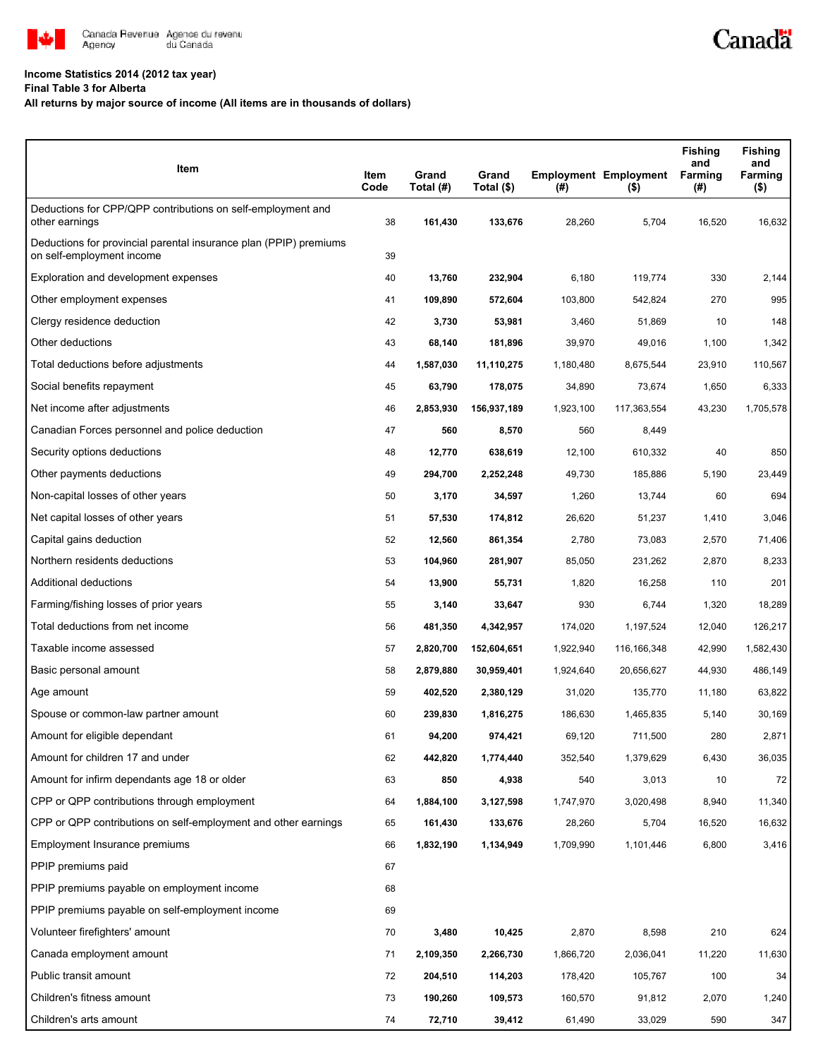Canada Revenue Agency / Agence du revenu du Canada

**Income Statistics 2014 (2012 tax year)**
**Final Table 3 for Alberta**
**All returns by major source of income (All items are in thousands of dollars)**

| Item | Item Code | Grand Total (#) | Grand Total ($) | Employment (#) | Employment ($) | Fishing and Farming (#) | Fishing and Farming ($) |
|---|---|---|---|---|---|---|---|
| Deductions for CPP/QPP contributions on self-employment and other earnings | 38 | **161,430** | **133,676** | 28,260 | 5,704 | 16,520 | 16,632 |
| Deductions for provincial parental insurance plan (PPIP) premiums on self-employment income | 39 | | | | | | |
| Exploration and development expenses | 40 | **13,760** | **232,904** | 6,180 | 119,774 | 330 | 2,144 |
| Other employment expenses | 41 | **109,890** | **572,604** | 103,800 | 542,824 | 270 | 995 |
| Clergy residence deduction | 42 | **3,730** | **53,981** | 3,460 | 51,869 | 10 | 148 |
| Other deductions | 43 | **68,140** | **181,896** | 39,970 | 49,016 | 1,100 | 1,342 |
| Total deductions before adjustments | 44 | **1,587,030** | **11,110,275** | 1,180,480 | 8,675,544 | 23,910 | 110,567 |
| Social benefits repayment | 45 | **63,790** | **178,075** | 34,890 | 73,674 | 1,650 | 6,333 |
| Net income after adjustments | 46 | **2,853,930** | **156,937,189** | 1,923,100 | 117,363,554 | 43,230 | 1,705,578 |
| Canadian Forces personnel and police deduction | 47 | **560** | **8,570** | 560 | 8,449 | | |
| Security options deductions | 48 | **12,770** | **638,619** | 12,100 | 610,332 | 40 | 850 |
| Other payments deductions | 49 | **294,700** | **2,252,248** | 49,730 | 185,886 | 5,190 | 23,449 |
| Non-capital losses of other years | 50 | **3,170** | **34,597** | 1,260 | 13,744 | 60 | 694 |
| Net capital losses of other years | 51 | **57,530** | **174,812** | 26,620 | 51,237 | 1,410 | 3,046 |
| Capital gains deduction | 52 | **12,560** | **861,354** | 2,780 | 73,083 | 2,570 | 71,406 |
| Northern residents deductions | 53 | **104,960** | **281,907** | 85,050 | 231,262 | 2,870 | 8,233 |
| Additional deductions | 54 | **13,900** | **55,731** | 1,820 | 16,258 | 110 | 201 |
| Farming/fishing losses of prior years | 55 | **3,140** | **33,647** | 930 | 6,744 | 1,320 | 18,289 |
| Total deductions from net income | 56 | **481,350** | **4,342,957** | 174,020 | 1,197,524 | 12,040 | 126,217 |
| Taxable income assessed | 57 | **2,820,700** | **152,604,651** | 1,922,940 | 116,166,348 | 42,990 | 1,582,430 |
| Basic personal amount | 58 | **2,879,880** | **30,959,401** | 1,924,640 | 20,656,627 | 44,930 | 486,149 |
| Age amount | 59 | **402,520** | **2,380,129** | 31,020 | 135,770 | 11,180 | 63,822 |
| Spouse or common-law partner amount | 60 | **239,830** | **1,816,275** | 186,630 | 1,465,835 | 5,140 | 30,169 |
| Amount for eligible dependant | 61 | **94,200** | **974,421** | 69,120 | 711,500 | 280 | 2,871 |
| Amount for children 17 and under | 62 | **442,820** | **1,774,440** | 352,540 | 1,379,629 | 6,430 | 36,035 |
| Amount for infirm dependants age 18 or older | 63 | **850** | **4,938** | 540 | 3,013 | 10 | 72 |
| CPP or QPP contributions through employment | 64 | **1,884,100** | **3,127,598** | 1,747,970 | 3,020,498 | 8,940 | 11,340 |
| CPP or QPP contributions on self-employment and other earnings | 65 | **161,430** | **133,676** | 28,260 | 5,704 | 16,520 | 16,632 |
| Employment Insurance premiums | 66 | **1,832,190** | **1,134,949** | 1,709,990 | 1,101,446 | 6,800 | 3,416 |
| PPIP premiums paid | 67 | | | | | | |
| PPIP premiums payable on employment income | 68 | | | | | | |
| PPIP premiums payable on self-employment income | 69 | | | | | | |
| Volunteer firefighters' amount | 70 | **3,480** | **10,425** | 2,870 | 8,598 | 210 | 624 |
| Canada employment amount | 71 | **2,109,350** | **2,266,730** | 1,866,720 | 2,036,041 | 11,220 | 11,630 |
| Public transit amount | 72 | **204,510** | **114,203** | 178,420 | 105,767 | 100 | 34 |
| Children's fitness amount | 73 | **190,260** | **109,573** | 160,570 | 91,812 | 2,070 | 1,240 |
| Children's arts amount | 74 | **72,710** | **39,412** | 61,490 | 33,029 | 590 | 347 |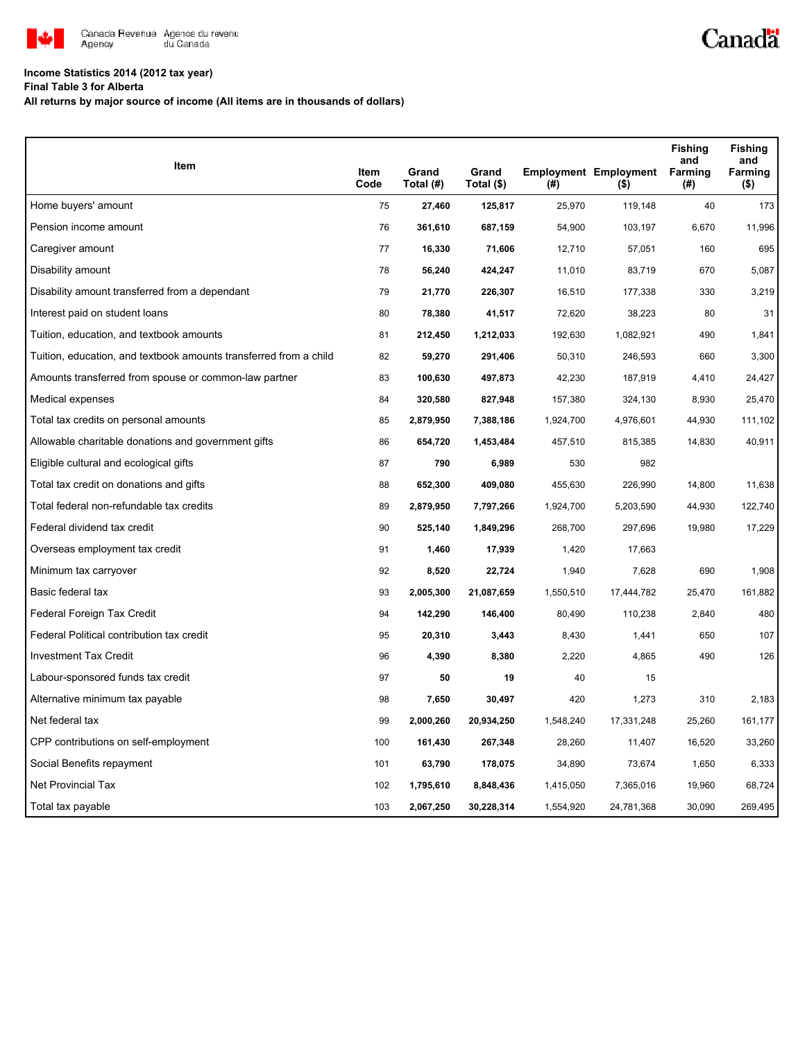**Income Statistics 2014 (2012 tax year)**

**Final Table 3 for Alberta**

**All returns by major source of income (All items are in thousands of dollars)**

| Item | Item Code | Grand Total (#) | Grand Total ($) | Employment (#) | Employment ($) | Fishing and Farming (#) | Fishing and Farming ($) |
|---|---|---|---|---|---|---|---|
| Home buyers' amount | 75 | **27,460** | **125,817** | 25,970 | 119,148 | 40 | 173 |
| Pension income amount | 76 | **361,610** | **687,159** | 54,900 | 103,197 | 6,670 | 11,996 |
| Caregiver amount | 77 | **16,330** | **71,606** | 12,710 | 57,051 | 160 | 695 |
| Disability amount | 78 | **56,240** | **424,247** | 11,010 | 83,719 | 670 | 5,087 |
| Disability amount transferred from a dependant | 79 | **21,770** | **226,307** | 16,510 | 177,338 | 330 | 3,219 |
| Interest paid on student loans | 80 | **78,380** | **41,517** | 72,620 | 38,223 | 80 | 31 |
| Tuition, education, and textbook amounts | 81 | **212,450** | **1,212,033** | 192,630 | 1,082,921 | 490 | 1,841 |
| Tuition, education, and textbook amounts transferred from a child | 82 | **59,270** | **291,406** | 50,310 | 246,593 | 660 | 3,300 |
| Amounts transferred from spouse or common-law partner | 83 | **100,630** | **497,873** | 42,230 | 187,919 | 4,410 | 24,427 |
| Medical expenses | 84 | **320,580** | **827,948** | 157,380 | 324,130 | 8,930 | 25,470 |
| Total tax credits on personal amounts | 85 | **2,879,950** | **7,388,186** | 1,924,700 | 4,976,601 | 44,930 | 111,102 |
| Allowable charitable donations and government gifts | 86 | **654,720** | **1,453,484** | 457,510 | 815,385 | 14,830 | 40,911 |
| Eligible cultural and ecological gifts | 87 | **790** | **6,989** | 530 | 982 | | |
| Total tax credit on donations and gifts | 88 | **652,300** | **409,080** | 455,630 | 226,990 | 14,800 | 11,638 |
| Total federal non-refundable tax credits | 89 | **2,879,950** | **7,797,266** | 1,924,700 | 5,203,590 | 44,930 | 122,740 |
| Federal dividend tax credit | 90 | **525,140** | **1,849,296** | 268,700 | 297,696 | 19,980 | 17,229 |
| Overseas employment tax credit | 91 | **1,460** | **17,939** | 1,420 | 17,663 | | |
| Minimum tax carryover | 92 | **8,520** | **22,724** | 1,940 | 7,628 | 690 | 1,908 |
| Basic federal tax | 93 | **2,005,300** | **21,087,659** | 1,550,510 | 17,444,782 | 25,470 | 161,882 |
| Federal Foreign Tax Credit | 94 | **142,290** | **146,400** | 80,490 | 110,238 | 2,840 | 480 |
| Federal Political contribution tax credit | 95 | **20,310** | **3,443** | 8,430 | 1,441 | 650 | 107 |
| Investment Tax Credit | 96 | **4,390** | **8,380** | 2,220 | 4,865 | 490 | 126 |
| Labour-sponsored funds tax credit | 97 | **50** | **19** | 40 | 15 | | |
| Alternative minimum tax payable | 98 | **7,650** | **30,497** | 420 | 1,273 | 310 | 2,183 |
| Net federal tax | 99 | **2,000,260** | **20,934,250** | 1,548,240 | 17,331,248 | 25,260 | 161,177 |
| CPP contributions on self-employment | 100 | **161,430** | **267,348** | 28,260 | 11,407 | 16,520 | 33,260 |
| Social Benefits repayment | 101 | **63,790** | **178,075** | 34,890 | 73,674 | 1,650 | 6,333 |
| Net Provincial Tax | 102 | **1,795,610** | **8,848,436** | 1,415,050 | 7,365,016 | 19,960 | 68,724 |
| Total tax payable | 103 | **2,067,250** | **30,228,314** | 1,554,920 | 24,781,368 | 30,090 | 269,495 |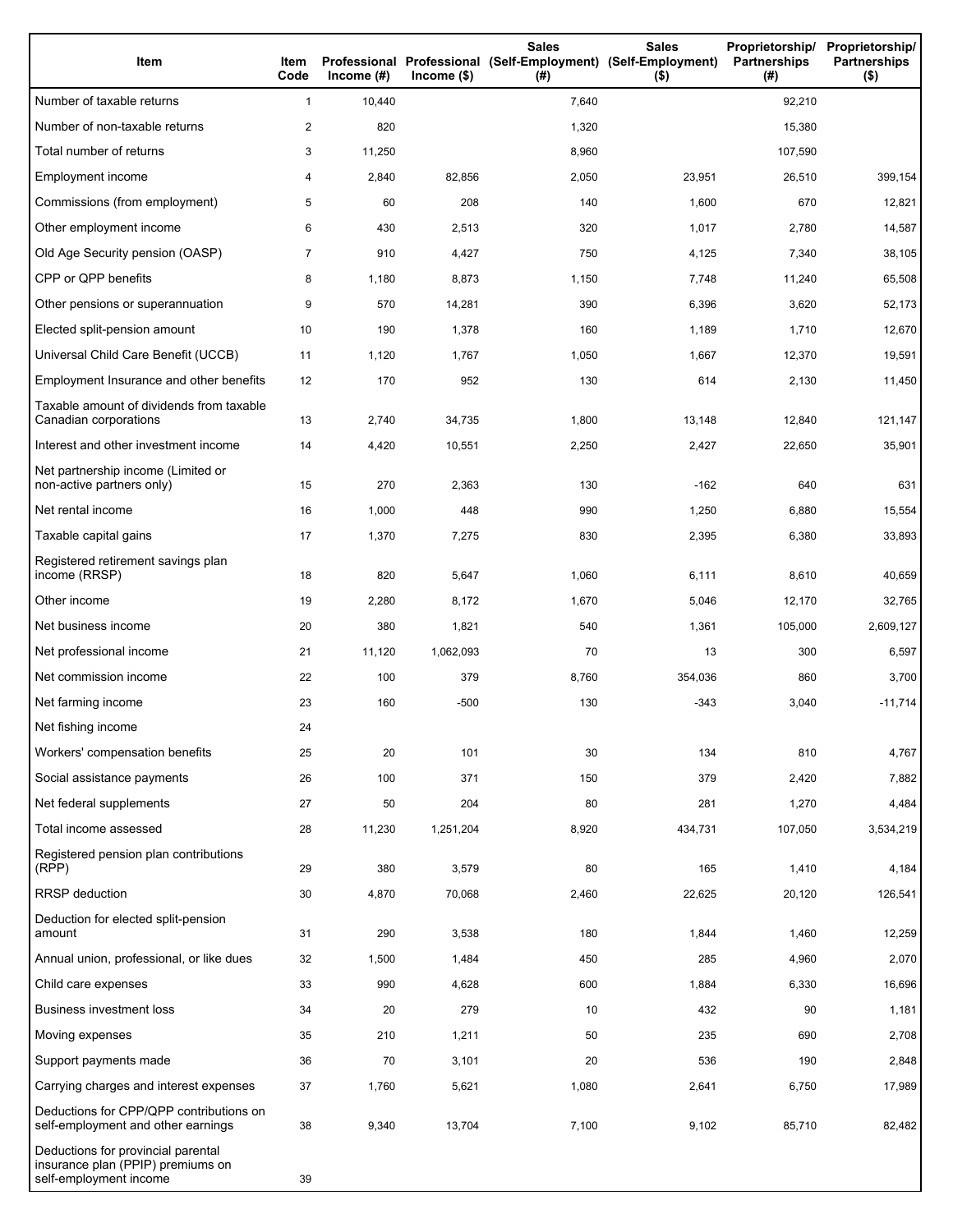| Item | Item Code | Professional Income (#) | Professional Income ($) | Sales (Self-Employment) (#) | Sales (Self-Employment) ($) | Proprietorship/ Partnerships (#) | Proprietorship/ Partnerships ($) |
|---|---|---|---|---|---|---|---|
| Number of taxable returns | 1 | 10,440 | | 7,640 | | 92,210 | |
| Number of non-taxable returns | 2 | 820 | | 1,320 | | 15,380 | |
| Total number of returns | 3 | 11,250 | | 8,960 | | 107,590 | |
| Employment income | 4 | 2,840 | 82,856 | 2,050 | 23,951 | 26,510 | 399,154 |
| Commissions (from employment) | 5 | 60 | 208 | 140 | 1,600 | 670 | 12,821 |
| Other employment income | 6 | 430 | 2,513 | 320 | 1,017 | 2,780 | 14,587 |
| Old Age Security pension (OASP) | 7 | 910 | 4,427 | 750 | 4,125 | 7,340 | 38,105 |
| CPP or QPP benefits | 8 | 1,180 | 8,873 | 1,150 | 7,748 | 11,240 | 65,508 |
| Other pensions or superannuation | 9 | 570 | 14,281 | 390 | 6,396 | 3,620 | 52,173 |
| Elected split-pension amount | 10 | 190 | 1,378 | 160 | 1,189 | 1,710 | 12,670 |
| Universal Child Care Benefit (UCCB) | 11 | 1,120 | 1,767 | 1,050 | 1,667 | 12,370 | 19,591 |
| Employment Insurance and other benefits | 12 | 170 | 952 | 130 | 614 | 2,130 | 11,450 |
| Taxable amount of dividends from taxable Canadian corporations | 13 | 2,740 | 34,735 | 1,800 | 13,148 | 12,840 | 121,147 |
| Interest and other investment income | 14 | 4,420 | 10,551 | 2,250 | 2,427 | 22,650 | 35,901 |
| Net partnership income (Limited or non-active partners only) | 15 | 270 | 2,363 | 130 | -162 | 640 | 631 |
| Net rental income | 16 | 1,000 | 448 | 990 | 1,250 | 6,880 | 15,554 |
| Taxable capital gains | 17 | 1,370 | 7,275 | 830 | 2,395 | 6,380 | 33,893 |
| Registered retirement savings plan income (RRSP) | 18 | 820 | 5,647 | 1,060 | 6,111 | 8,610 | 40,659 |
| Other income | 19 | 2,280 | 8,172 | 1,670 | 5,046 | 12,170 | 32,765 |
| Net business income | 20 | 380 | 1,821 | 540 | 1,361 | 105,000 | 2,609,127 |
| Net professional income | 21 | 11,120 | 1,062,093 | 70 | 13 | 300 | 6,597 |
| Net commission income | 22 | 100 | 379 | 8,760 | 354,036 | 860 | 3,700 |
| Net farming income | 23 | 160 | -500 | 130 | -343 | 3,040 | -11,714 |
| Net fishing income | 24 | | | | | | |
| Workers' compensation benefits | 25 | 20 | 101 | 30 | 134 | 810 | 4,767 |
| Social assistance payments | 26 | 100 | 371 | 150 | 379 | 2,420 | 7,882 |
| Net federal supplements | 27 | 50 | 204 | 80 | 281 | 1,270 | 4,484 |
| Total income assessed | 28 | 11,230 | 1,251,204 | 8,920 | 434,731 | 107,050 | 3,534,219 |
| Registered pension plan contributions (RPP) | 29 | 380 | 3,579 | 80 | 165 | 1,410 | 4,184 |
| RRSP deduction | 30 | 4,870 | 70,068 | 2,460 | 22,625 | 20,120 | 126,541 |
| Deduction for elected split-pension amount | 31 | 290 | 3,538 | 180 | 1,844 | 1,460 | 12,259 |
| Annual union, professional, or like dues | 32 | 1,500 | 1,484 | 450 | 285 | 4,960 | 2,070 |
| Child care expenses | 33 | 990 | 4,628 | 600 | 1,884 | 6,330 | 16,696 |
| Business investment loss | 34 | 20 | 279 | 10 | 432 | 90 | 1,181 |
| Moving expenses | 35 | 210 | 1,211 | 50 | 235 | 690 | 2,708 |
| Support payments made | 36 | 70 | 3,101 | 20 | 536 | 190 | 2,848 |
| Carrying charges and interest expenses | 37 | 1,760 | 5,621 | 1,080 | 2,641 | 6,750 | 17,989 |
| Deductions for CPP/QPP contributions on self-employment and other earnings | 38 | 9,340 | 13,704 | 7,100 | 9,102 | 85,710 | 82,482 |
| Deductions for provincial parental insurance plan (PPIP) premiums on self-employment income | 39 | | | | | | |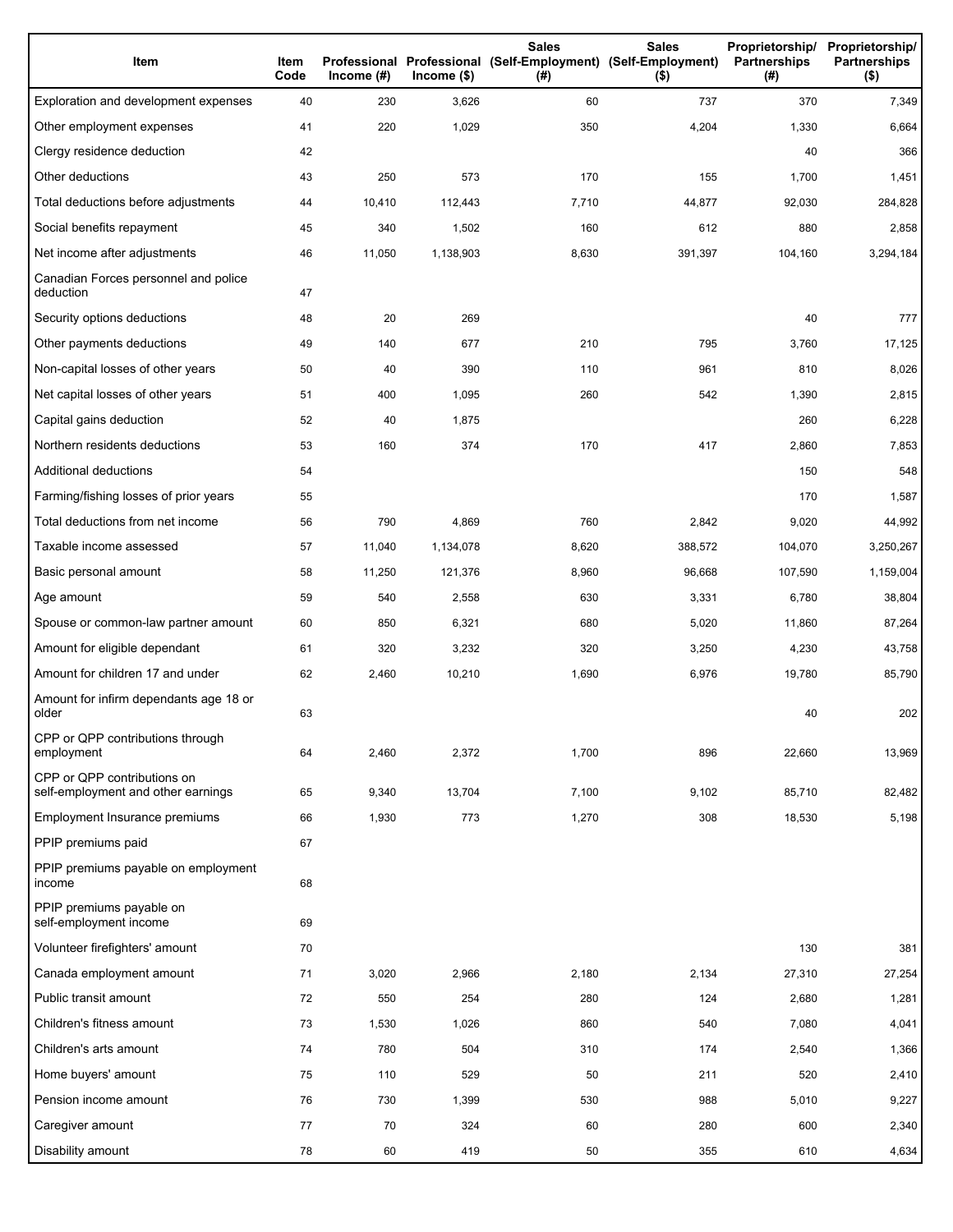| Item | Item Code | Professional Income (#) | Professional Income ($) | Sales (Self-Employment) (#) | Sales (Self-Employment) ($) | Proprietorship/ Partnerships (#) | Proprietorship/ Partnerships ($) |
|---|---|---|---|---|---|---|---|
| Exploration and development expenses | 40 | 230 | 3,626 | 60 | 737 | 370 | 7,349 |
| Other employment expenses | 41 | 220 | 1,029 | 350 | 4,204 | 1,330 | 6,664 |
| Clergy residence deduction | 42 | | | | | 40 | 366 |
| Other deductions | 43 | 250 | 573 | 170 | 155 | 1,700 | 1,451 |
| Total deductions before adjustments | 44 | 10,410 | 112,443 | 7,710 | 44,877 | 92,030 | 284,828 |
| Social benefits repayment | 45 | 340 | 1,502 | 160 | 612 | 880 | 2,858 |
| Net income after adjustments | 46 | 11,050 | 1,138,903 | 8,630 | 391,397 | 104,160 | 3,294,184 |
| Canadian Forces personnel and police deduction | 47 | | | | | | |
| Security options deductions | 48 | 20 | 269 | | | 40 | 777 |
| Other payments deductions | 49 | 140 | 677 | 210 | 795 | 3,760 | 17,125 |
| Non-capital losses of other years | 50 | 40 | 390 | 110 | 961 | 810 | 8,026 |
| Net capital losses of other years | 51 | 400 | 1,095 | 260 | 542 | 1,390 | 2,815 |
| Capital gains deduction | 52 | 40 | 1,875 | | | 260 | 6,228 |
| Northern residents deductions | 53 | 160 | 374 | 170 | 417 | 2,860 | 7,853 |
| Additional deductions | 54 | | | | | 150 | 548 |
| Farming/fishing losses of prior years | 55 | | | | | 170 | 1,587 |
| Total deductions from net income | 56 | 790 | 4,869 | 760 | 2,842 | 9,020 | 44,992 |
| Taxable income assessed | 57 | 11,040 | 1,134,078 | 8,620 | 388,572 | 104,070 | 3,250,267 |
| Basic personal amount | 58 | 11,250 | 121,376 | 8,960 | 96,668 | 107,590 | 1,159,004 |
| Age amount | 59 | 540 | 2,558 | 630 | 3,331 | 6,780 | 38,804 |
| Spouse or common-law partner amount | 60 | 850 | 6,321 | 680 | 5,020 | 11,860 | 87,264 |
| Amount for eligible dependant | 61 | 320 | 3,232 | 320 | 3,250 | 4,230 | 43,758 |
| Amount for children 17 and under | 62 | 2,460 | 10,210 | 1,690 | 6,976 | 19,780 | 85,790 |
| Amount for infirm dependants age 18 or older | 63 | | | | | 40 | 202 |
| CPP or QPP contributions through employment | 64 | 2,460 | 2,372 | 1,700 | 896 | 22,660 | 13,969 |
| CPP or QPP contributions on self-employment and other earnings | 65 | 9,340 | 13,704 | 7,100 | 9,102 | 85,710 | 82,482 |
| Employment Insurance premiums | 66 | 1,930 | 773 | 1,270 | 308 | 18,530 | 5,198 |
| PPIP premiums paid | 67 | | | | | | |
| PPIP premiums payable on employment income | 68 | | | | | | |
| PPIP premiums payable on self-employment income | 69 | | | | | | |
| Volunteer firefighters' amount | 70 | | | | | 130 | 381 |
| Canada employment amount | 71 | 3,020 | 2,966 | 2,180 | 2,134 | 27,310 | 27,254 |
| Public transit amount | 72 | 550 | 254 | 280 | 124 | 2,680 | 1,281 |
| Children's fitness amount | 73 | 1,530 | 1,026 | 860 | 540 | 7,080 | 4,041 |
| Children's arts amount | 74 | 780 | 504 | 310 | 174 | 2,540 | 1,366 |
| Home buyers' amount | 75 | 110 | 529 | 50 | 211 | 520 | 2,410 |
| Pension income amount | 76 | 730 | 1,399 | 530 | 988 | 5,010 | 9,227 |
| Caregiver amount | 77 | 70 | 324 | 60 | 280 | 600 | 2,340 |
| Disability amount | 78 | 60 | 419 | 50 | 355 | 610 | 4,634 |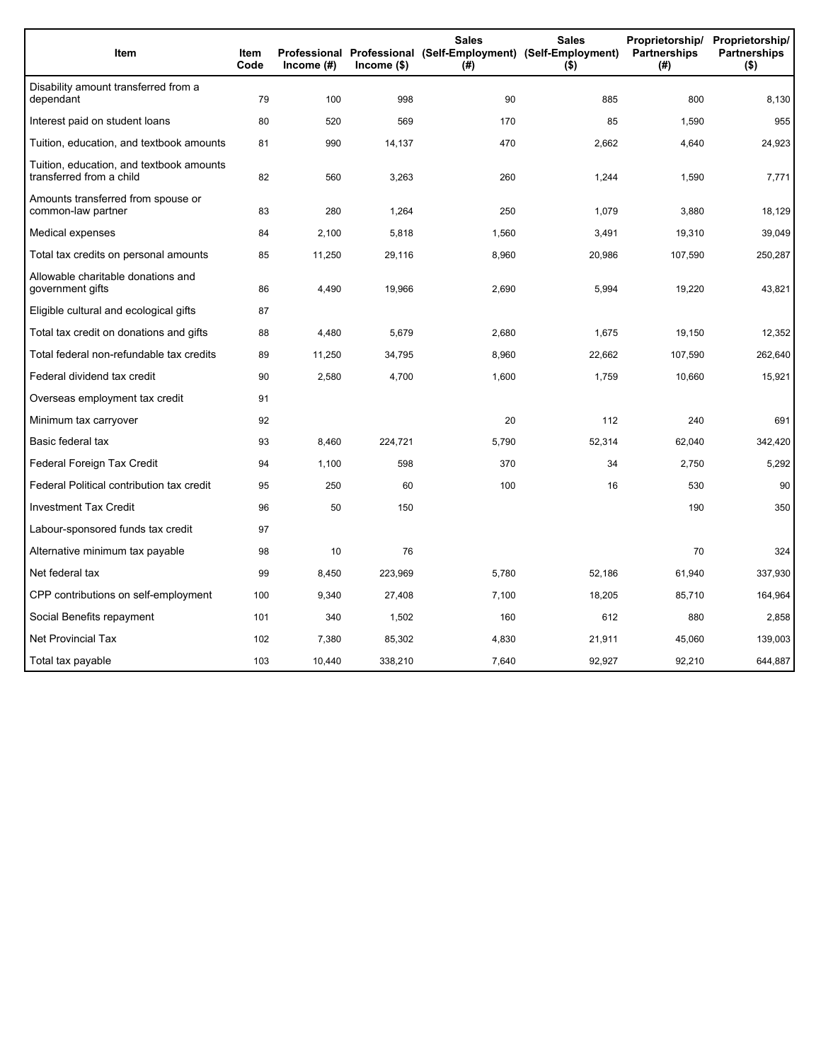| Item | Item Code | Professional Income (#) | Professional Income ($) | Sales (Self-Employment) (#) | Sales (Self-Employment) ($) | Proprietorship/ Partnerships (#) | Proprietorship/ Partnerships ($) |
|---|---|---|---|---|---|---|---|
| Disability amount transferred from a dependant | 79 | 100 | 998 | 90 | 885 | 800 | 8,130 |
| Interest paid on student loans | 80 | 520 | 569 | 170 | 85 | 1,590 | 955 |
| Tuition, education, and textbook amounts | 81 | 990 | 14,137 | 470 | 2,662 | 4,640 | 24,923 |
| Tuition, education, and textbook amounts transferred from a child | 82 | 560 | 3,263 | 260 | 1,244 | 1,590 | 7,771 |
| Amounts transferred from spouse or common-law partner | 83 | 280 | 1,264 | 250 | 1,079 | 3,880 | 18,129 |
| Medical expenses | 84 | 2,100 | 5,818 | 1,560 | 3,491 | 19,310 | 39,049 |
| Total tax credits on personal amounts | 85 | 11,250 | 29,116 | 8,960 | 20,986 | 107,590 | 250,287 |
| Allowable charitable donations and government gifts | 86 | 4,490 | 19,966 | 2,690 | 5,994 | 19,220 | 43,821 |
| Eligible cultural and ecological gifts | 87 | | | | | | |
| Total tax credit on donations and gifts | 88 | 4,480 | 5,679 | 2,680 | 1,675 | 19,150 | 12,352 |
| Total federal non-refundable tax credits | 89 | 11,250 | 34,795 | 8,960 | 22,662 | 107,590 | 262,640 |
| Federal dividend tax credit | 90 | 2,580 | 4,700 | 1,600 | 1,759 | 10,660 | 15,921 |
| Overseas employment tax credit | 91 | | | | | | |
| Minimum tax carryover | 92 | | | 20 | 112 | 240 | 691 |
| Basic federal tax | 93 | 8,460 | 224,721 | 5,790 | 52,314 | 62,040 | 342,420 |
| Federal Foreign Tax Credit | 94 | 1,100 | 598 | 370 | 34 | 2,750 | 5,292 |
| Federal Political contribution tax credit | 95 | 250 | 60 | 100 | 16 | 530 | 90 |
| Investment Tax Credit | 96 | 50 | 150 | | | 190 | 350 |
| Labour-sponsored funds tax credit | 97 | | | | | | |
| Alternative minimum tax payable | 98 | 10 | 76 | | | 70 | 324 |
| Net federal tax | 99 | 8,450 | 223,969 | 5,780 | 52,186 | 61,940 | 337,930 |
| CPP contributions on self-employment | 100 | 9,340 | 27,408 | 7,100 | 18,205 | 85,710 | 164,964 |
| Social Benefits repayment | 101 | 340 | 1,502 | 160 | 612 | 880 | 2,858 |
| Net Provincial Tax | 102 | 7,380 | 85,302 | 4,830 | 21,911 | 45,060 | 139,003 |
| Total tax payable | 103 | 10,440 | 338,210 | 7,640 | 92,927 | 92,210 | 644,887 |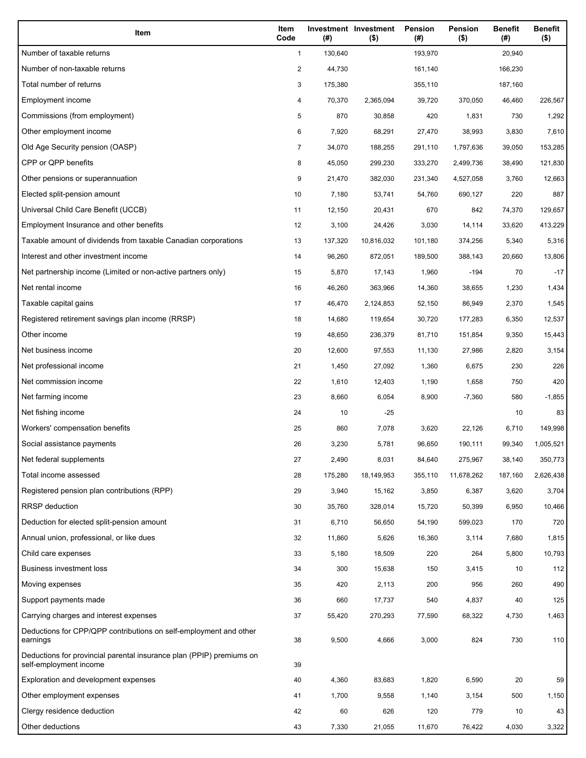| Item | Item Code | Investment (#) | Investment ($) | Pension (#) | Pension ($) | Benefit (#) | Benefit ($) |
|---|---|---|---|---|---|---|---|
| Number of taxable returns | 1 | 130,640 | | 193,970 | | 20,940 | |
| Number of non-taxable returns | 2 | 44,730 | | 161,140 | | 166,230 | |
| Total number of returns | 3 | 175,380 | | 355,110 | | 187,160 | |
| Employment income | 4 | 70,370 | 2,365,094 | 39,720 | 370,050 | 46,460 | 226,567 |
| Commissions (from employment) | 5 | 870 | 30,858 | 420 | 1,831 | 730 | 1,292 |
| Other employment income | 6 | 7,920 | 68,291 | 27,470 | 38,993 | 3,830 | 7,610 |
| Old Age Security pension (OASP) | 7 | 34,070 | 188,255 | 291,110 | 1,797,636 | 39,050 | 153,285 |
| CPP or QPP benefits | 8 | 45,050 | 299,230 | 333,270 | 2,499,736 | 38,490 | 121,830 |
| Other pensions or superannuation | 9 | 21,470 | 382,030 | 231,340 | 4,527,058 | 3,760 | 12,663 |
| Elected split-pension amount | 10 | 7,180 | 53,741 | 54,760 | 690,127 | 220 | 887 |
| Universal Child Care Benefit (UCCB) | 11 | 12,150 | 20,431 | 670 | 842 | 74,370 | 129,657 |
| Employment Insurance and other benefits | 12 | 3,100 | 24,426 | 3,030 | 14,114 | 33,620 | 413,229 |
| Taxable amount of dividends from taxable Canadian corporations | 13 | 137,320 | 10,816,032 | 101,180 | 374,256 | 5,340 | 5,316 |
| Interest and other investment income | 14 | 96,260 | 872,051 | 189,500 | 388,143 | 20,660 | 13,806 |
| Net partnership income (Limited or non-active partners only) | 15 | 5,870 | 17,143 | 1,960 | -194 | 70 | -17 |
| Net rental income | 16 | 46,260 | 363,966 | 14,360 | 38,655 | 1,230 | 1,434 |
| Taxable capital gains | 17 | 46,470 | 2,124,853 | 52,150 | 86,949 | 2,370 | 1,545 |
| Registered retirement savings plan income (RRSP) | 18 | 14,680 | 119,654 | 30,720 | 177,283 | 6,350 | 12,537 |
| Other income | 19 | 48,650 | 236,379 | 81,710 | 151,854 | 9,350 | 15,443 |
| Net business income | 20 | 12,600 | 97,553 | 11,130 | 27,986 | 2,820 | 3,154 |
| Net professional income | 21 | 1,450 | 27,092 | 1,360 | 6,675 | 230 | 226 |
| Net commission income | 22 | 1,610 | 12,403 | 1,190 | 1,658 | 750 | 420 |
| Net farming income | 23 | 8,660 | 6,054 | 8,900 | -7,360 | 580 | -1,855 |
| Net fishing income | 24 | 10 | -25 | | | 10 | 83 |
| Workers' compensation benefits | 25 | 860 | 7,078 | 3,620 | 22,126 | 6,710 | 149,998 |
| Social assistance payments | 26 | 3,230 | 5,781 | 96,650 | 190,111 | 99,340 | 1,005,521 |
| Net federal supplements | 27 | 2,490 | 8,031 | 84,640 | 275,967 | 38,140 | 350,773 |
| Total income assessed | 28 | 175,280 | 18,149,953 | 355,110 | 11,678,262 | 187,160 | 2,626,438 |
| Registered pension plan contributions (RPP) | 29 | 3,940 | 15,162 | 3,850 | 6,387 | 3,620 | 3,704 |
| RRSP deduction | 30 | 35,760 | 328,014 | 15,720 | 50,399 | 6,950 | 10,466 |
| Deduction for elected split-pension amount | 31 | 6,710 | 56,650 | 54,190 | 599,023 | 170 | 720 |
| Annual union, professional, or like dues | 32 | 11,860 | 5,626 | 16,360 | 3,114 | 7,680 | 1,815 |
| Child care expenses | 33 | 5,180 | 18,509 | 220 | 264 | 5,800 | 10,793 |
| Business investment loss | 34 | 300 | 15,638 | 150 | 3,415 | 10 | 112 |
| Moving expenses | 35 | 420 | 2,113 | 200 | 956 | 260 | 490 |
| Support payments made | 36 | 660 | 17,737 | 540 | 4,837 | 40 | 125 |
| Carrying charges and interest expenses | 37 | 55,420 | 270,293 | 77,590 | 68,322 | 4,730 | 1,463 |
| Deductions for CPP/QPP contributions on self-employment and other earnings | 38 | 9,500 | 4,666 | 3,000 | 824 | 730 | 110 |
| Deductions for provincial parental insurance plan (PPIP) premiums on self-employment income | 39 | | | | | | |
| Exploration and development expenses | 40 | 4,360 | 83,683 | 1,820 | 6,590 | 20 | 59 |
| Other employment expenses | 41 | 1,700 | 9,558 | 1,140 | 3,154 | 500 | 1,150 |
| Clergy residence deduction | 42 | 60 | 626 | 120 | 779 | 10 | 43 |
| Other deductions | 43 | 7,330 | 21,055 | 11,670 | 76,422 | 4,030 | 3,322 |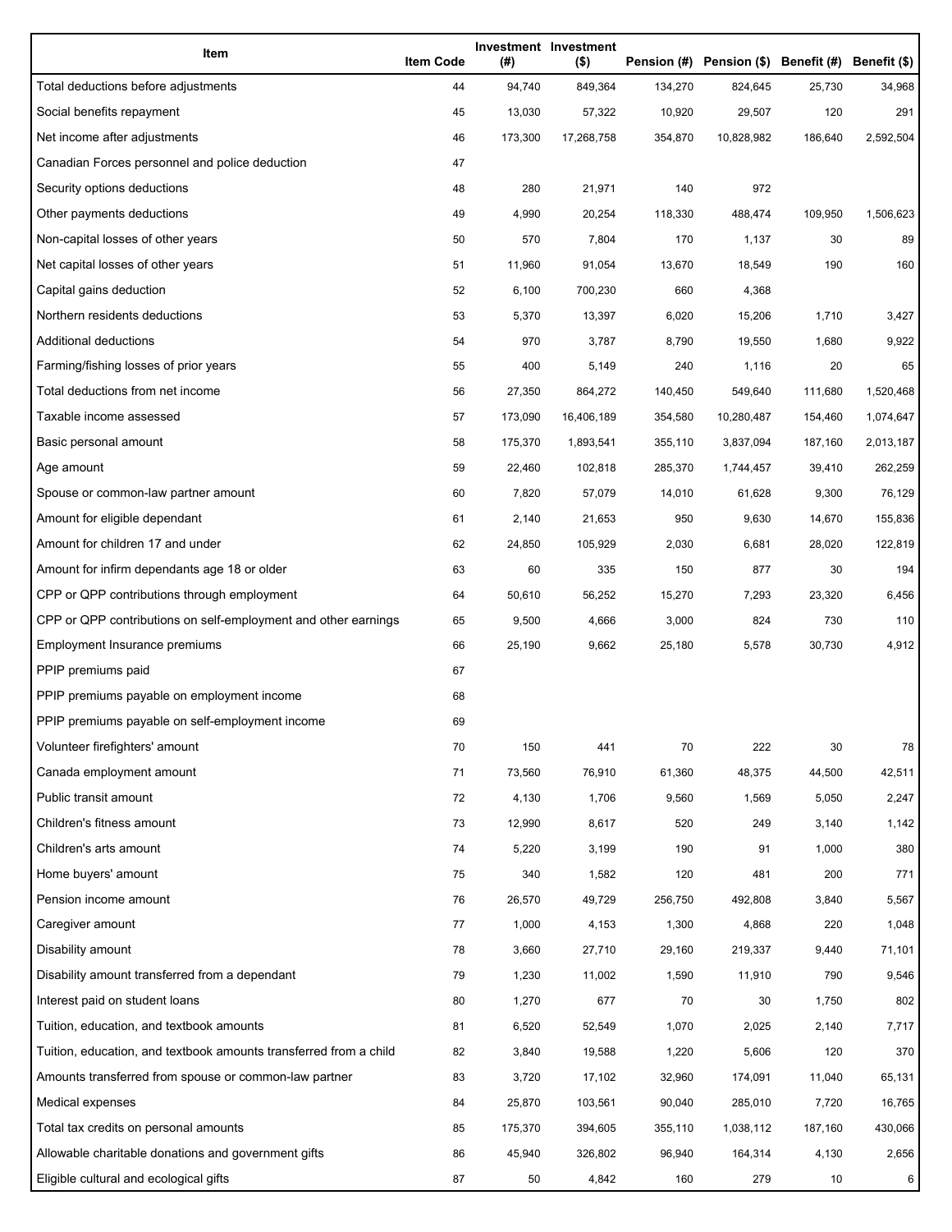| Item | Item Code | Investment (#) | Investment ($) | Pension (#) | Pension ($) | Benefit (#) | Benefit ($) |
|---|---|---|---|---|---|---|---|
| Total deductions before adjustments | 44 | 94,740 | 849,364 | 134,270 | 824,645 | 25,730 | 34,968 |
| Social benefits repayment | 45 | 13,030 | 57,322 | 10,920 | 29,507 | 120 | 291 |
| Net income after adjustments | 46 | 173,300 | 17,268,758 | 354,870 | 10,828,982 | 186,640 | 2,592,504 |
| Canadian Forces personnel and police deduction | 47 | | | | | | |
| Security options deductions | 48 | 280 | 21,971 | 140 | 972 | | |
| Other payments deductions | 49 | 4,990 | 20,254 | 118,330 | 488,474 | 109,950 | 1,506,623 |
| Non-capital losses of other years | 50 | 570 | 7,804 | 170 | 1,137 | 30 | 89 |
| Net capital losses of other years | 51 | 11,960 | 91,054 | 13,670 | 18,549 | 190 | 160 |
| Capital gains deduction | 52 | 6,100 | 700,230 | 660 | 4,368 | | |
| Northern residents deductions | 53 | 5,370 | 13,397 | 6,020 | 15,206 | 1,710 | 3,427 |
| Additional deductions | 54 | 970 | 3,787 | 8,790 | 19,550 | 1,680 | 9,922 |
| Farming/fishing losses of prior years | 55 | 400 | 5,149 | 240 | 1,116 | 20 | 65 |
| Total deductions from net income | 56 | 27,350 | 864,272 | 140,450 | 549,640 | 111,680 | 1,520,468 |
| Taxable income assessed | 57 | 173,090 | 16,406,189 | 354,580 | 10,280,487 | 154,460 | 1,074,647 |
| Basic personal amount | 58 | 175,370 | 1,893,541 | 355,110 | 3,837,094 | 187,160 | 2,013,187 |
| Age amount | 59 | 22,460 | 102,818 | 285,370 | 1,744,457 | 39,410 | 262,259 |
| Spouse or common-law partner amount | 60 | 7,820 | 57,079 | 14,010 | 61,628 | 9,300 | 76,129 |
| Amount for eligible dependant | 61 | 2,140 | 21,653 | 950 | 9,630 | 14,670 | 155,836 |
| Amount for children 17 and under | 62 | 24,850 | 105,929 | 2,030 | 6,681 | 28,020 | 122,819 |
| Amount for infirm dependants age 18 or older | 63 | 60 | 335 | 150 | 877 | 30 | 194 |
| CPP or QPP contributions through employment | 64 | 50,610 | 56,252 | 15,270 | 7,293 | 23,320 | 6,456 |
| CPP or QPP contributions on self-employment and other earnings | 65 | 9,500 | 4,666 | 3,000 | 824 | 730 | 110 |
| Employment Insurance premiums | 66 | 25,190 | 9,662 | 25,180 | 5,578 | 30,730 | 4,912 |
| PPIP premiums paid | 67 | | | | | | |
| PPIP premiums payable on employment income | 68 | | | | | | |
| PPIP premiums payable on self-employment income | 69 | | | | | | |
| Volunteer firefighters' amount | 70 | 150 | 441 | 70 | 222 | 30 | 78 |
| Canada employment amount | 71 | 73,560 | 76,910 | 61,360 | 48,375 | 44,500 | 42,511 |
| Public transit amount | 72 | 4,130 | 1,706 | 9,560 | 1,569 | 5,050 | 2,247 |
| Children's fitness amount | 73 | 12,990 | 8,617 | 520 | 249 | 3,140 | 1,142 |
| Children's arts amount | 74 | 5,220 | 3,199 | 190 | 91 | 1,000 | 380 |
| Home buyers' amount | 75 | 340 | 1,582 | 120 | 481 | 200 | 771 |
| Pension income amount | 76 | 26,570 | 49,729 | 256,750 | 492,808 | 3,840 | 5,567 |
| Caregiver amount | 77 | 1,000 | 4,153 | 1,300 | 4,868 | 220 | 1,048 |
| Disability amount | 78 | 3,660 | 27,710 | 29,160 | 219,337 | 9,440 | 71,101 |
| Disability amount transferred from a dependant | 79 | 1,230 | 11,002 | 1,590 | 11,910 | 790 | 9,546 |
| Interest paid on student loans | 80 | 1,270 | 677 | 70 | 30 | 1,750 | 802 |
| Tuition, education, and textbook amounts | 81 | 6,520 | 52,549 | 1,070 | 2,025 | 2,140 | 7,717 |
| Tuition, education, and textbook amounts transferred from a child | 82 | 3,840 | 19,588 | 1,220 | 5,606 | 120 | 370 |
| Amounts transferred from spouse or common-law partner | 83 | 3,720 | 17,102 | 32,960 | 174,091 | 11,040 | 65,131 |
| Medical expenses | 84 | 25,870 | 103,561 | 90,040 | 285,010 | 7,720 | 16,765 |
| Total tax credits on personal amounts | 85 | 175,370 | 394,605 | 355,110 | 1,038,112 | 187,160 | 430,066 |
| Allowable charitable donations and government gifts | 86 | 45,940 | 326,802 | 96,940 | 164,314 | 4,130 | 2,656 |
| Eligible cultural and ecological gifts | 87 | 50 | 4,842 | 160 | 279 | 10 | 6 |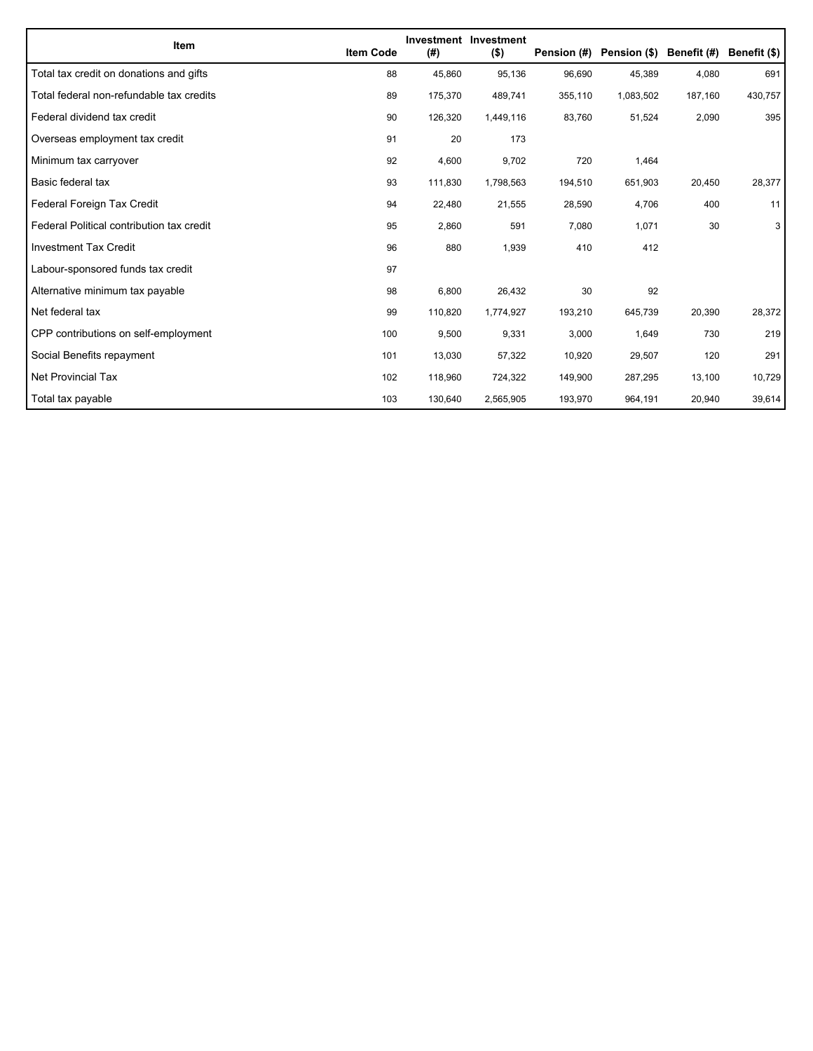| Item | Item Code | Investment (#) | Investment ($) | Pension (#) | Pension ($) | Benefit (#) | Benefit ($) |
|---|---|---|---|---|---|---|---|
| Total tax credit on donations and gifts | 88 | 45,860 | 95,136 | 96,690 | 45,389 | 4,080 | 691 |
| Total federal non-refundable tax credits | 89 | 175,370 | 489,741 | 355,110 | 1,083,502 | 187,160 | 430,757 |
| Federal dividend tax credit | 90 | 126,320 | 1,449,116 | 83,760 | 51,524 | 2,090 | 395 |
| Overseas employment tax credit | 91 | 20 | 173 | | | | |
| Minimum tax carryover | 92 | 4,600 | 9,702 | 720 | 1,464 | | |
| Basic federal tax | 93 | 111,830 | 1,798,563 | 194,510 | 651,903 | 20,450 | 28,377 |
| Federal Foreign Tax Credit | 94 | 22,480 | 21,555 | 28,590 | 4,706 | 400 | 11 |
| Federal Political contribution tax credit | 95 | 2,860 | 591 | 7,080 | 1,071 | 30 | 3 |
| Investment Tax Credit | 96 | 880 | 1,939 | 410 | 412 | | |
| Labour-sponsored funds tax credit | 97 | | | | | | |
| Alternative minimum tax payable | 98 | 6,800 | 26,432 | 30 | 92 | | |
| Net federal tax | 99 | 110,820 | 1,774,927 | 193,210 | 645,739 | 20,390 | 28,372 |
| CPP contributions on self-employment | 100 | 9,500 | 9,331 | 3,000 | 1,649 | 730 | 219 |
| Social Benefits repayment | 101 | 13,030 | 57,322 | 10,920 | 29,507 | 120 | 291 |
| Net Provincial Tax | 102 | 118,960 | 724,322 | 149,900 | 287,295 | 13,100 | 10,729 |
| Total tax payable | 103 | 130,640 | 2,565,905 | 193,970 | 964,191 | 20,940 | 39,614 |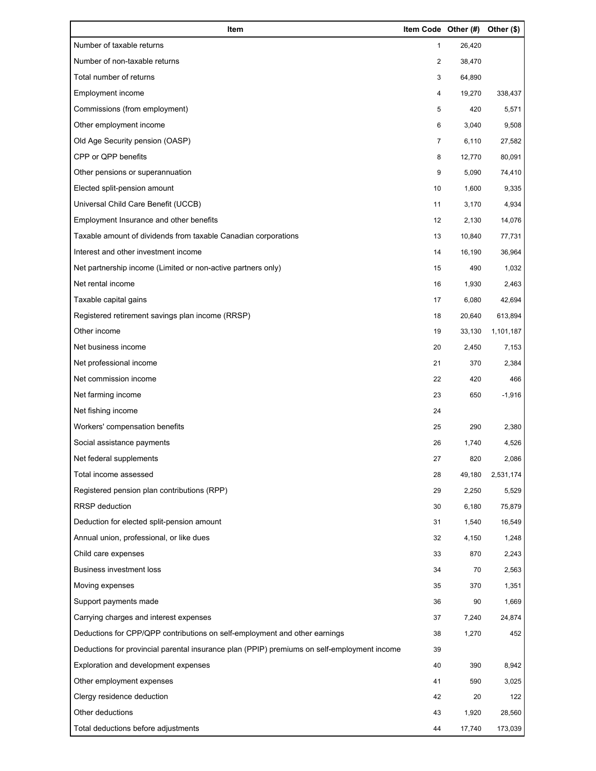| Item | Item Code | Other (#) | Other ($) |
|---|---|---|---|
| Number of taxable returns | 1 | 26,420 | |
| Number of non-taxable returns | 2 | 38,470 | |
| Total number of returns | 3 | 64,890 | |
| Employment income | 4 | 19,270 | 338,437 |
| Commissions (from employment) | 5 | 420 | 5,571 |
| Other employment income | 6 | 3,040 | 9,508 |
| Old Age Security pension (OASP) | 7 | 6,110 | 27,582 |
| CPP or QPP benefits | 8 | 12,770 | 80,091 |
| Other pensions or superannuation | 9 | 5,090 | 74,410 |
| Elected split-pension amount | 10 | 1,600 | 9,335 |
| Universal Child Care Benefit (UCCB) | 11 | 3,170 | 4,934 |
| Employment Insurance and other benefits | 12 | 2,130 | 14,076 |
| Taxable amount of dividends from taxable Canadian corporations | 13 | 10,840 | 77,731 |
| Interest and other investment income | 14 | 16,190 | 36,964 |
| Net partnership income (Limited or non-active partners only) | 15 | 490 | 1,032 |
| Net rental income | 16 | 1,930 | 2,463 |
| Taxable capital gains | 17 | 6,080 | 42,694 |
| Registered retirement savings plan income (RRSP) | 18 | 20,640 | 613,894 |
| Other income | 19 | 33,130 | 1,101,187 |
| Net business income | 20 | 2,450 | 7,153 |
| Net professional income | 21 | 370 | 2,384 |
| Net commission income | 22 | 420 | 466 |
| Net farming income | 23 | 650 | -1,916 |
| Net fishing income | 24 | | |
| Workers' compensation benefits | 25 | 290 | 2,380 |
| Social assistance payments | 26 | 1,740 | 4,526 |
| Net federal supplements | 27 | 820 | 2,086 |
| Total income assessed | 28 | 49,180 | 2,531,174 |
| Registered pension plan contributions (RPP) | 29 | 2,250 | 5,529 |
| RRSP deduction | 30 | 6,180 | 75,879 |
| Deduction for elected split-pension amount | 31 | 1,540 | 16,549 |
| Annual union, professional, or like dues | 32 | 4,150 | 1,248 |
| Child care expenses | 33 | 870 | 2,243 |
| Business investment loss | 34 | 70 | 2,563 |
| Moving expenses | 35 | 370 | 1,351 |
| Support payments made | 36 | 90 | 1,669 |
| Carrying charges and interest expenses | 37 | 7,240 | 24,874 |
| Deductions for CPP/QPP contributions on self-employment and other earnings | 38 | 1,270 | 452 |
| Deductions for provincial parental insurance plan (PPIP) premiums on self-employment income | 39 | | |
| Exploration and development expenses | 40 | 390 | 8,942 |
| Other employment expenses | 41 | 590 | 3,025 |
| Clergy residence deduction | 42 | 20 | 122 |
| Other deductions | 43 | 1,920 | 28,560 |
| Total deductions before adjustments | 44 | 17,740 | 173,039 |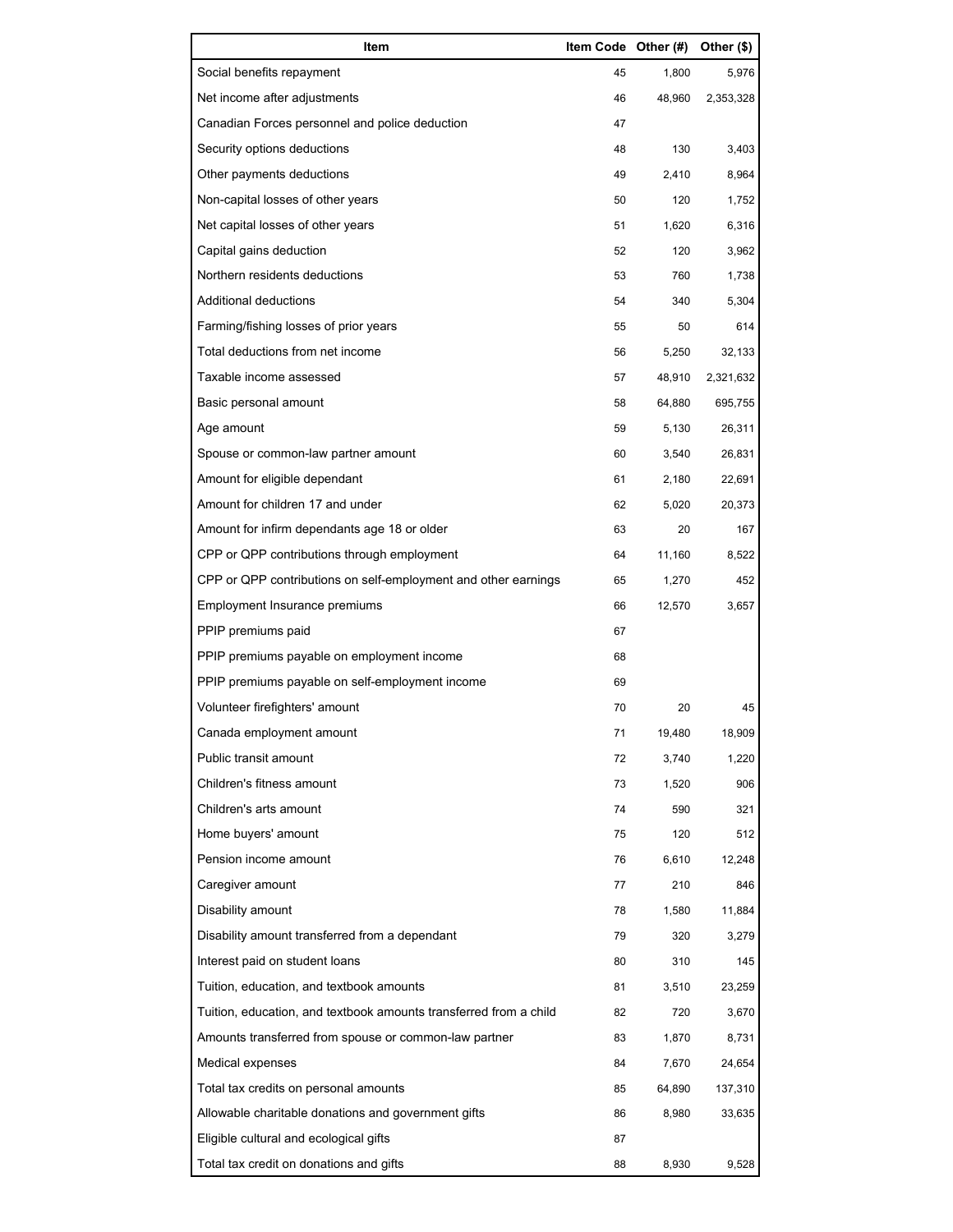| Item | Item Code | Other (#) | Other ($) |
| --- | --- | --- | --- |
| Social benefits repayment | 45 | 1,800 | 5,976 |
| Net income after adjustments | 46 | 48,960 | 2,353,328 |
| Canadian Forces personnel and police deduction | 47 | | |
| Security options deductions | 48 | 130 | 3,403 |
| Other payments deductions | 49 | 2,410 | 8,964 |
| Non-capital losses of other years | 50 | 120 | 1,752 |
| Net capital losses of other years | 51 | 1,620 | 6,316 |
| Capital gains deduction | 52 | 120 | 3,962 |
| Northern residents deductions | 53 | 760 | 1,738 |
| Additional deductions | 54 | 340 | 5,304 |
| Farming/fishing losses of prior years | 55 | 50 | 614 |
| Total deductions from net income | 56 | 5,250 | 32,133 |
| Taxable income assessed | 57 | 48,910 | 2,321,632 |
| Basic personal amount | 58 | 64,880 | 695,755 |
| Age amount | 59 | 5,130 | 26,311 |
| Spouse or common-law partner amount | 60 | 3,540 | 26,831 |
| Amount for eligible dependant | 61 | 2,180 | 22,691 |
| Amount for children 17 and under | 62 | 5,020 | 20,373 |
| Amount for infirm dependants age 18 or older | 63 | 20 | 167 |
| CPP or QPP contributions through employment | 64 | 11,160 | 8,522 |
| CPP or QPP contributions on self-employment and other earnings | 65 | 1,270 | 452 |
| Employment Insurance premiums | 66 | 12,570 | 3,657 |
| PPIP premiums paid | 67 | | |
| PPIP premiums payable on employment income | 68 | | |
| PPIP premiums payable on self-employment income | 69 | | |
| Volunteer firefighters' amount | 70 | 20 | 45 |
| Canada employment amount | 71 | 19,480 | 18,909 |
| Public transit amount | 72 | 3,740 | 1,220 |
| Children's fitness amount | 73 | 1,520 | 906 |
| Children's arts amount | 74 | 590 | 321 |
| Home buyers' amount | 75 | 120 | 512 |
| Pension income amount | 76 | 6,610 | 12,248 |
| Caregiver amount | 77 | 210 | 846 |
| Disability amount | 78 | 1,580 | 11,884 |
| Disability amount transferred from a dependant | 79 | 320 | 3,279 |
| Interest paid on student loans | 80 | 310 | 145 |
| Tuition, education, and textbook amounts | 81 | 3,510 | 23,259 |
| Tuition, education, and textbook amounts transferred from a child | 82 | 720 | 3,670 |
| Amounts transferred from spouse or common-law partner | 83 | 1,870 | 8,731 |
| Medical expenses | 84 | 7,670 | 24,654 |
| Total tax credits on personal amounts | 85 | 64,890 | 137,310 |
| Allowable charitable donations and government gifts | 86 | 8,980 | 33,635 |
| Eligible cultural and ecological gifts | 87 | | |
| Total tax credit on donations and gifts | 88 | 8,930 | 9,528 |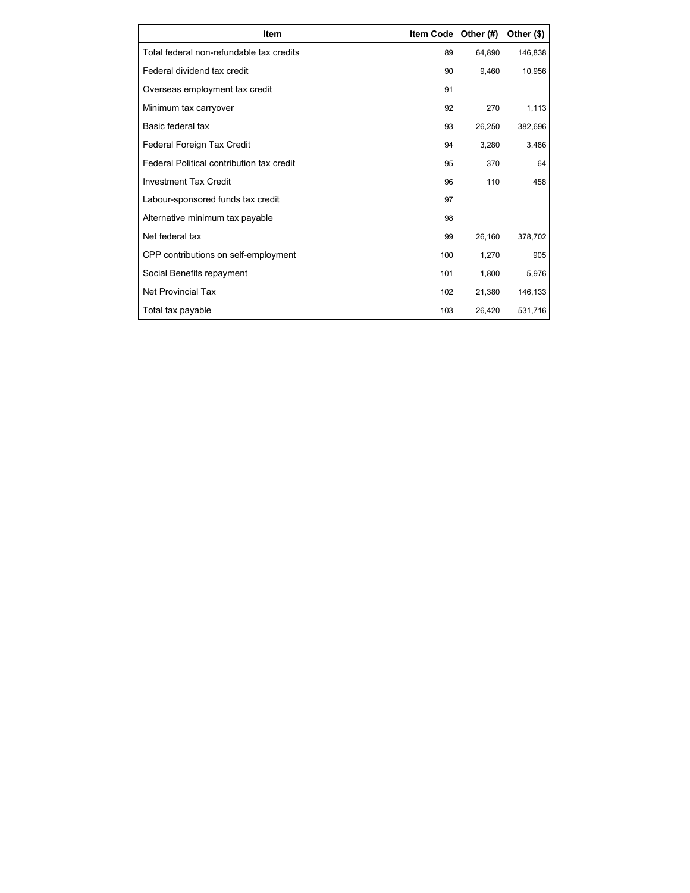| Item | Item Code | Other (#) | Other ($) |
| --- | --- | --- | --- |
| Total federal non-refundable tax credits | 89 | 64,890 | 146,838 |
| Federal dividend tax credit | 90 | 9,460 | 10,956 |
| Overseas employment tax credit | 91 | | |
| Minimum tax carryover | 92 | 270 | 1,113 |
| Basic federal tax | 93 | 26,250 | 382,696 |
| Federal Foreign Tax Credit | 94 | 3,280 | 3,486 |
| Federal Political contribution tax credit | 95 | 370 | 64 |
| Investment Tax Credit | 96 | 110 | 458 |
| Labour-sponsored funds tax credit | 97 | | |
| Alternative minimum tax payable | 98 | | |
| Net federal tax | 99 | 26,160 | 378,702 |
| CPP contributions on self-employment | 100 | 1,270 | 905 |
| Social Benefits repayment | 101 | 1,800 | 5,976 |
| Net Provincial Tax | 102 | 21,380 | 146,133 |
| Total tax payable | 103 | 26,420 | 531,716 |